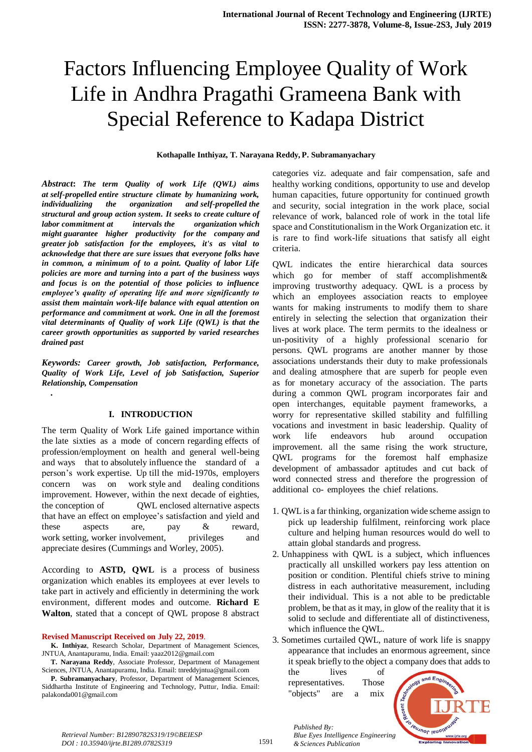# Factors Influencing Employee Quality of Work Life in Andhra Pragathi Grameena Bank with Special Reference to Kadapa District

**Kothapalle Inthiyaz, T. Narayana Reddy, P. Subramanyachary**

***Abstract*: *The term Quality of work Life (QWL) aims at self-propelled entire structure climate by humanizing work, individualizing the organization and self-propelled the structural and group action system. It seeks to create culture of labor commitment at intervals the organization which might guarantee higher productivity for the company and greater job satisfaction for the employees, it's as vital to acknowledge that there are sure issues that everyone folks have in common, a minimum of to a point. Quality of labor Life policies are more and turning into a part of the business ways and focus is on the potential of those policies to influence employee's quality of operating life and more significantly to assist them maintain work-life balance with equal attention on performance and commitment at work. One in all the foremost vital determinants of Quality of work Life (QWL) is that the career growth opportunities as supported by varied researches drained past***

***Keywords:* *Career growth, Job satisfaction, Performance, Quality of Work Life, Level of job Satisfaction, Superior Relationship, Compensation***

.

## I. INTRODUCTION

The term Quality of Work Life gained importance within the late sixties as a mode of concern regarding effects of profession/employment on health and general well-being and ways that to absolutely influence the standard of a person's work expertise. Up till the mid-1970s, employers concern was on work style and dealing conditions improvement. However, within the next decade of eighties, the conception of QWL enclosed alternative aspects that have an effect on employee's satisfaction and yield and these aspects are, pay & reward, work setting, worker involvement, privileges and appreciate desires (Cummings and Worley, 2005).

According to **ASTD, QWL** is a process of business organization which enables its employees at ever levels to take part in actively and efficiently in determining the work environment, different modes and outcome. **Richard E Walton**, stated that a concept of QWL propose 8 abstract categories viz. adequate and fair compensation, safe and healthy working conditions, opportunity to use and develop human capacities, future opportunity for continued growth and security, social integration in the work place, social relevance of work, balanced role of work in the total life space and Constitutionalism in the Work Organization etc. it is rare to find work-life situations that satisfy all eight criteria.

QWL indicates the entire hierarchical data sources which go for member of staff accomplishment& improving trustworthy adequacy. QWL is a process by which an employees association reacts to employee wants for making instruments to modify them to share entirely in selecting the selection that organization their lives at work place. The term permits to the idealness or un-positivity of a highly professional scenario for persons. QWL programs are another manner by those associations understands their duty to make professionals and dealing atmosphere that are superb for people even as for monetary accuracy of the association. The parts during a common QWL program incorporates fair and open interchanges, equitable payment frameworks, a worry for representative skilled stability and fulfilling vocations and investment in basic leadership. Quality of work life endeavors hub around occupation improvement. all the same rising the work structure, QWL programs for the foremost half emphasize development of ambassador aptitudes and cut back of word connected stress and therefore the progression of additional co- employees the chief relations.

1. QWL is a far thinking, organization wide scheme assign to pick up leadership fulfilment, reinforcing work place culture and helping human resources would do well to attain global standards and progress.
2. Unhappiness with QWL is a subject, which influences practically all unskilled workers pay less attention on position or condition. Plentiful chiefs strive to mining distress in each authoritative measurement, including their individual. This is a not able to be predictable problem, be that as it may, in glow of the reality that it is solid to seclude and differentiate all of distinctiveness, which influence the QWL.
3. Sometimes curtailed QWL, nature of work life is snappy appearance that includes an enormous agreement, since it speak briefly to the object a company does that adds to the lives of representatives. Those "objects" are a mix

**Revised Manuscript Received on July 22, 2019.**

**K. Inthiyaz**, Research Scholar, Department of Management Sciences, JNTUA, Anantapuramu, India. Email: yaaz2012@gmail.com

**T. Narayana Reddy**, Associate Professor, Department of Management Sciences, JNTUA, Anantapuramu, India. Email: tnreddyjntua@gmail.com

**P. Subramanyachary**, Professor, Department of Management Sciences, Siddhartha Institute of Engineering and Technology, Puttur, India. Email: palakonda001@gmail.com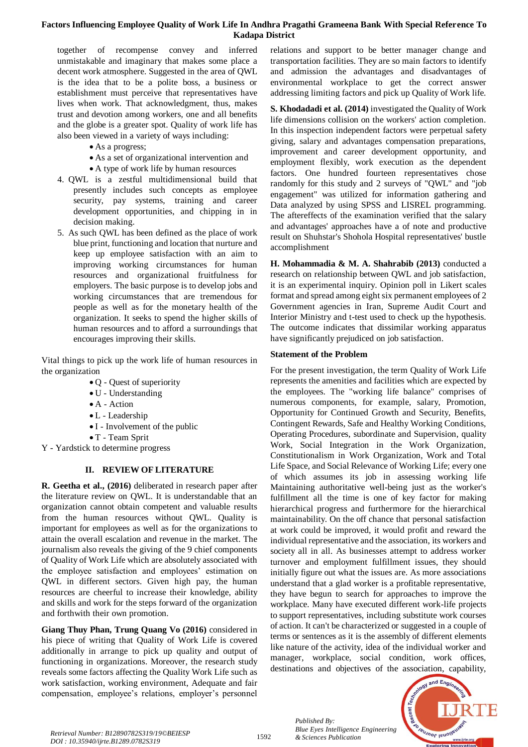together of recompense convey and inferred unmistakable and imaginary that makes some place a decent work atmosphere. Suggested in the area of QWL is the idea that to be a polite boss, a business or establishment must perceive that representatives have lives when work. That acknowledgment, thus, makes trust and devotion among workers, one and all benefits and the globe is a greater spot. Quality of work life has also been viewed in a variety of ways including:

- As a progress;
- As a set of organizational intervention and
- A type of work life by human resources

4. QWL is a zestful multidimensional build that presently includes such concepts as employee security, pay systems, training and career development opportunities, and chipping in in decision making.
5. As such QWL has been defined as the place of work blue print, functioning and location that nurture and keep up employee satisfaction with an aim to improving working circumstances for human resources and organizational fruitfulness for employers. The basic purpose is to develop jobs and working circumstances that are tremendous for people as well as for the monetary health of the organization. It seeks to spend the higher skills of human resources and to afford a surroundings that encourages improving their skills.

Vital things to pick up the work life of human resources in the organization

- Q - Quest of superiority
- U - Understanding
- A - Action
- L - Leadership
- I - Involvement of the public
- T - Team Sprit

Y - Yardstick to determine progress

## II. REVIEW OF LITERATURE

**R. Geetha et al., (2016)** deliberated in research paper after the literature review on QWL. It is understandable that an organization cannot obtain competent and valuable results from the human resources without QWL. Quality is important for employees as well as for the organizations to attain the overall escalation and revenue in the market. The journalism also reveals the giving of the 9 chief components of Quality of Work Life which are absolutely associated with the employee satisfaction and employees' estimation on QWL in different sectors. Given high pay, the human resources are cheerful to increase their knowledge, ability and skills and work for the steps forward of the organization and forthwith their own promotion.

**Giang Thuy Phan, Trung Quang Vo (2016)** considered in his piece of writing that Quality of Work Life is covered additionally in arrange to pick up quality and output of functioning in organizations. Moreover, the research study reveals some factors affecting the Quality Work Life such as work satisfaction, working environment, Adequate and fair compensation, employee's relations, employer's personnel relations and support to be better manager change and transportation facilities. They are so main factors to identify and admission the advantages and disadvantages of environmental workplace to get the correct answer addressing limiting factors and pick up Quality of Work life.

**S. Khodadadi et al. (2014)** investigated the Quality of Work life dimensions collision on the workers' action completion. In this inspection independent factors were perpetual safety giving, salary and advantages compensation preparations, improvement and career development opportunity, and employment flexibly, work execution as the dependent factors. One hundred fourteen representatives chose randomly for this study and 2 surveys of "QWL" and "job engagement" was utilized for information gathering and Data analyzed by using SPSS and LISREL programming. The aftereffects of the examination verified that the salary and advantages' approaches have a of note and productive result on Shuhstar's Shohola Hospital representatives' bustle accomplishment

**H. Mohammadia & M. A. Shahrabib (2013)** conducted a research on relationship between QWL and job satisfaction, it is an experimental inquiry. Opinion poll in Likert scales format and spread among eight six permanent employees of 2 Government agencies in Iran, Supreme Audit Court and Interior Ministry and t-test used to check up the hypothesis. The outcome indicates that dissimilar working apparatus have significantly prejudiced on job satisfaction.

### Statement of the Problem

For the present investigation, the term Quality of Work Life represents the amenities and facilities which are expected by the employees. The "working life balance" comprises of numerous components, for example, salary, Promotion, Opportunity for Continued Growth and Security, Benefits, Contingent Rewards, Safe and Healthy Working Conditions, Operating Procedures, subordinate and Supervision, quality Work, Social Integration in the Work Organization, Constitutionalism in Work Organization, Work and Total Life Space, and Social Relevance of Working Life; every one of which assumes its job in assessing working life Maintaining authoritative well-being just as the worker's fulfillment all the time is one of key factor for making hierarchical progress and furthermore for the hierarchical maintainability. On the off chance that personal satisfaction at work could be improved, it would profit and reward the individual representative and the association, its workers and society all in all. As businesses attempt to address worker turnover and employment fulfillment issues, they should initially figure out what the issues are. As more associations understand that a glad worker is a profitable representative, they have begun to search for approaches to improve the workplace. Many have executed different work-life projects to support representatives, including substitute work courses of action. It can't be characterized or suggested in a couple of terms or sentences as it is the assembly of different elements like nature of the activity, idea of the individual worker and manager, workplace, social condition, work offices, destinations and objectives of the association, capability,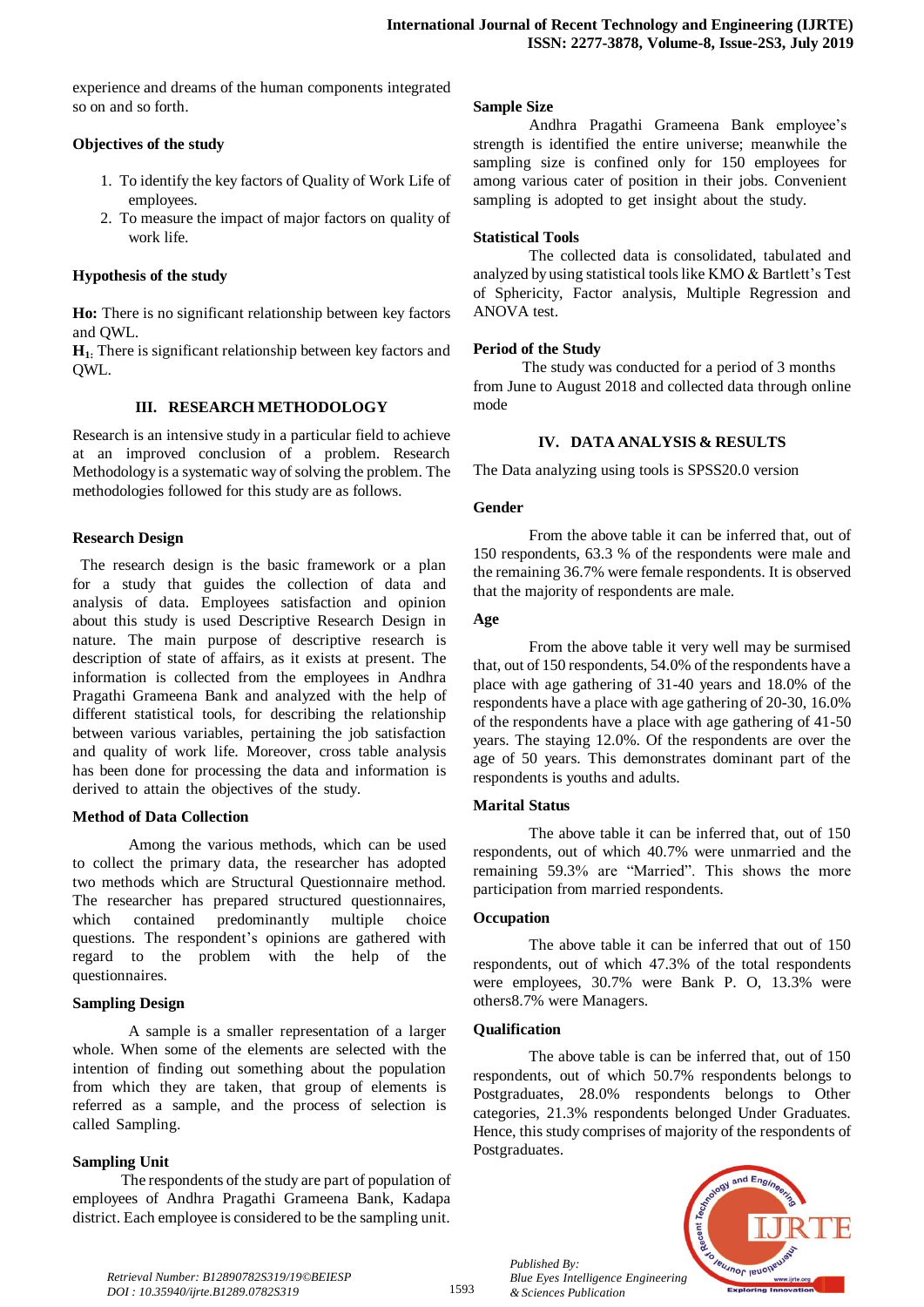experience and dreams of the human components integrated so on and so forth.

### Objectives of the study

1. To identify the key factors of Quality of Work Life of employees.
2. To measure the impact of major factors on quality of work life.

### Hypothesis of the study

**Ho:** There is no significant relationship between key factors and QWL.

**$H_1$:** There is significant relationship between key factors and QWL.

## III. RESEARCH METHODOLOGY

Research is an intensive study in a particular field to achieve at an improved conclusion of a problem. Research Methodology is a systematic way of solving the problem. The methodologies followed for this study are as follows.

### Research Design

The research design is the basic framework or a plan for a study that guides the collection of data and analysis of data. Employees satisfaction and opinion about this study is used Descriptive Research Design in nature. The main purpose of descriptive research is description of state of affairs, as it exists at present. The information is collected from the employees in Andhra Pragathi Grameena Bank and analyzed with the help of different statistical tools, for describing the relationship between various variables, pertaining the job satisfaction and quality of work life. Moreover, cross table analysis has been done for processing the data and information is derived to attain the objectives of the study.

### Method of Data Collection

Among the various methods, which can be used to collect the primary data, the researcher has adopted two methods which are Structural Questionnaire method. The researcher has prepared structured questionnaires, which contained predominantly multiple choice questions. The respondent's opinions are gathered with regard to the problem with the help of the questionnaires.

### Sampling Design

A sample is a smaller representation of a larger whole. When some of the elements are selected with the intention of finding out something about the population from which they are taken, that group of elements is referred as a sample, and the process of selection is called Sampling.

### Sampling Unit

The respondents of the study are part of population of employees of Andhra Pragathi Grameena Bank, Kadapa district. Each employee is considered to be the sampling unit.

### Sample Size

Andhra Pragathi Grameena Bank employee's strength is identified the entire universe; meanwhile the sampling size is confined only for 150 employees for among various cater of position in their jobs. Convenient sampling is adopted to get insight about the study.

### Statistical Tools

The collected data is consolidated, tabulated and analyzed by using statistical tools like KMO & Bartlett's Test of Sphericity, Factor analysis, Multiple Regression and ANOVA test.

### Period of the Study

The study was conducted for a period of 3 months from June to August 2018 and collected data through online mode

## IV. DATA ANALYSIS & RESULTS

The Data analyzing using tools is SPSS20.0 version

### Gender

From the above table it can be inferred that, out of 150 respondents, 63.3 % of the respondents were male and the remaining 36.7% were female respondents. It is observed that the majority of respondents are male.

### Age

From the above table it very well may be surmised that, out of 150 respondents, 54.0% of the respondents have a place with age gathering of 31-40 years and 18.0% of the respondents have a place with age gathering of 20-30, 16.0% of the respondents have a place with age gathering of 41-50 years. The staying 12.0%. Of the respondents are over the age of 50 years. This demonstrates dominant part of the respondents is youths and adults.

### Marital Status

The above table it can be inferred that, out of 150 respondents, out of which 40.7% were unmarried and the remaining 59.3% are "Married". This shows the more participation from married respondents.

### Occupation

The above table it can be inferred that out of 150 respondents, out of which 47.3% of the total respondents were employees, 30.7% were Bank P. O, 13.3% were others8.7% were Managers.

### Qualification

The above table is can be inferred that, out of 150 respondents, out of which 50.7% respondents belongs to Postgraduates, 28.0% respondents belongs to Other categories, 21.3% respondents belonged Under Graduates. Hence, this study comprises of majority of the respondents of Postgraduates.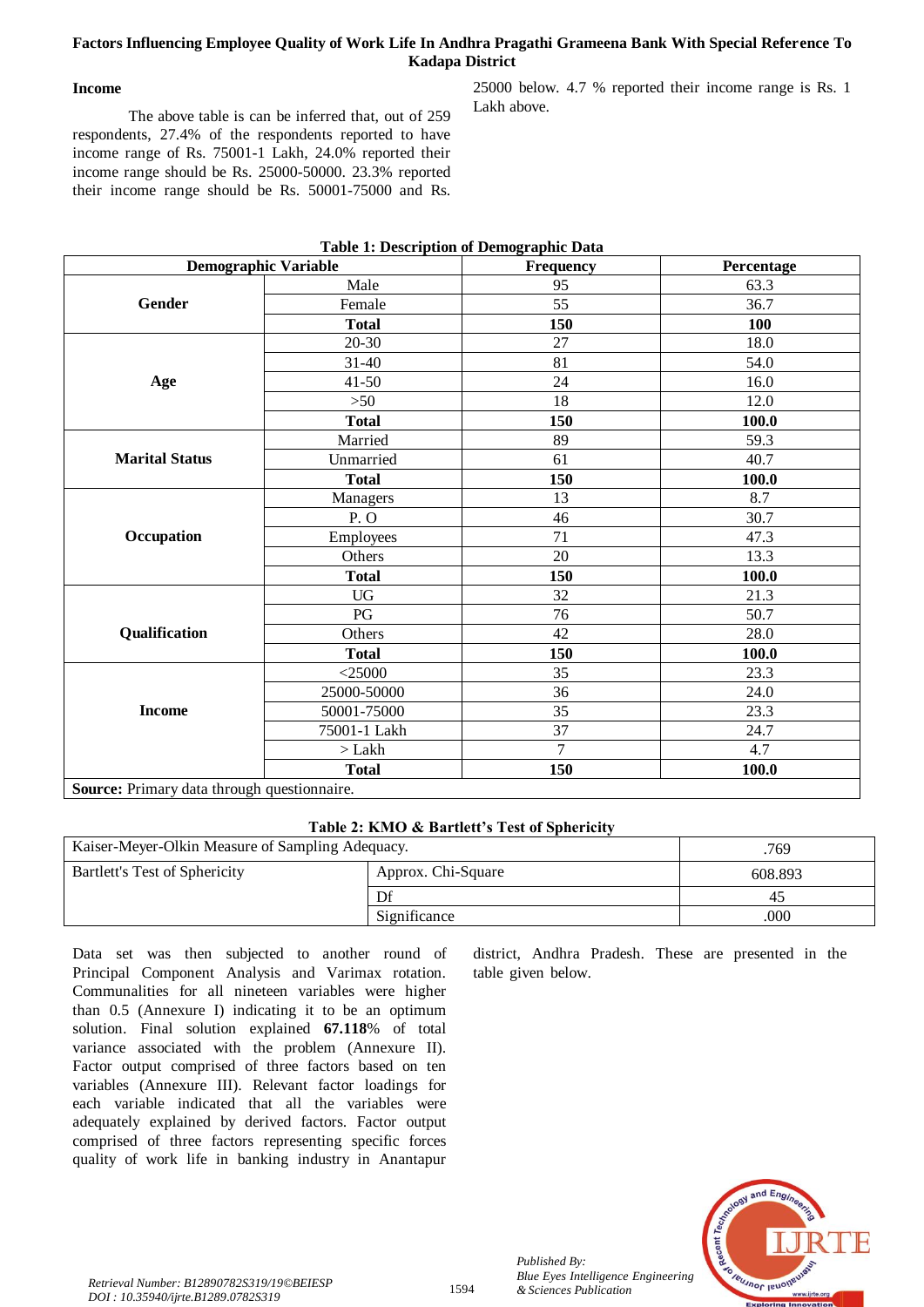### Income

The above table is can be inferred that, out of 259 respondents, 27.4% of the respondents reported to have income range of Rs. 75001-1 Lakh, 24.0% reported their income range should be Rs. 25000-50000. 23.3% reported their income range should be Rs. 50001-75000 and Rs. 25000 below. 4.7 % reported their income range is Rs. 1 Lakh above.

**Table 1: Description of Demographic Data**

| Demographic Variable | | Frequency | Percentage |
|---|---|---|---|
| **Gender** | Male | 95 | 63.3 |
| | Female | 55 | 36.7 |
| | **Total** | **150** | **100** |
| **Age** | 20-30 | 27 | 18.0 |
| | 31-40 | 81 | 54.0 |
| | 41-50 | 24 | 16.0 |
| | >50 | 18 | 12.0 |
| | **Total** | **150** | **100.0** |
| **Marital Status** | Married | 89 | 59.3 |
| | Unmarried | 61 | 40.7 |
| | **Total** | **150** | **100.0** |
| **Occupation** | Managers | 13 | 8.7 |
| | P. O | 46 | 30.7 |
| | Employees | 71 | 47.3 |
| | Others | 20 | 13.3 |
| | **Total** | **150** | **100.0** |
| **Qualification** | UG | 32 | 21.3 |
| | PG | 76 | 50.7 |
| | Others | 42 | 28.0 |
| | **Total** | **150** | **100.0** |
| **Income** | <25000 | 35 | 23.3 |
| | 25000-50000 | 36 | 24.0 |
| | 50001-75000 | 35 | 23.3 |
| | 75001-1 Lakh | 37 | 24.7 |
| | > Lakh | 7 | 4.7 |
| | **Total** | **150** | **100.0** |

**Source:** Primary data through questionnaire.

**Table 2: KMO & Bartlett's Test of Sphericity**

| Kaiser-Meyer-Olkin Measure of Sampling Adequacy. | | .769 |
|---|---|---|
| Bartlett's Test of Sphericity | Approx. Chi-Square | 608.893 |
| | Df | 45 |
| | Significance | .000 |

Data set was then subjected to another round of Principal Component Analysis and Varimax rotation. Communalities for all nineteen variables were higher than 0.5 (Annexure I) indicating it to be an optimum solution. Final solution explained **67.118**% of total variance associated with the problem (Annexure II). Factor output comprised of three factors based on ten variables (Annexure III). Relevant factor loadings for each variable indicated that all the variables were adequately explained by derived factors. Factor output comprised of three factors representing specific forces quality of work life in banking industry in Anantapur district, Andhra Pradesh. These are presented in the table given below.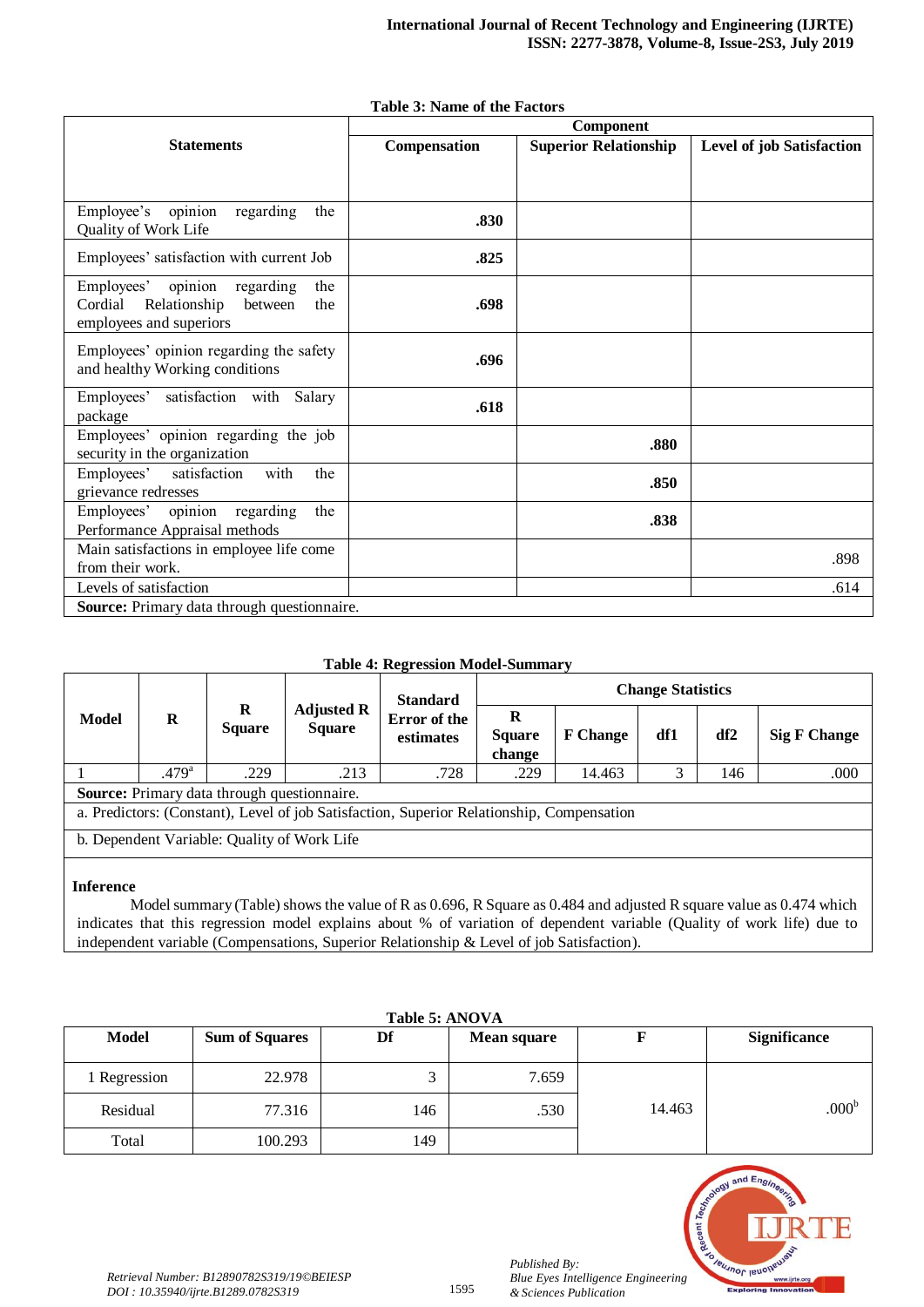**Table 3: Name of the Factors**

| Statements | Component | | |
|---|---|---|---|
| | Compensation | Superior Relationship | Level of job Satisfaction |
| Employee's opinion regarding the Quality of Work Life | **.830** | | |
| Employees' satisfaction with current Job | **.825** | | |
| Employees' opinion regarding the Cordial Relationship between the employees and superiors | **.698** | | |
| Employees' opinion regarding the safety and healthy Working conditions | **.696** | | |
| Employees' satisfaction with Salary package | **.618** | | |
| Employees' opinion regarding the job security in the organization | | **.880** | |
| Employees' satisfaction with the grievance redresses | | **.850** | |
| Employees' opinion regarding the Performance Appraisal methods | | **.838** | |
| Main satisfactions in employee life come from their work. | | | .898 |
| Levels of satisfaction | | | .614 |

**Source:** Primary data through questionnaire.

**Table 4: Regression Model-Summary**

| Model | R | R Square | Adjusted R Square | Standard Error of the estimates | Change Statistics | | | | |
|---|---|---|---|---|---|---|---|---|---|
| | | | | | R Square change | F Change | df1 | df2 | Sig F Change |
| 1 | .479[a] | .229 | .213 | .728 | .229 | 14.463 | 3 | 146 | .000 |

**Source:** Primary data through questionnaire.

a. Predictors: (Constant), Level of job Satisfaction, Superior Relationship, Compensation

b. Dependent Variable: Quality of Work Life

**Inference**

Model summary (Table) shows the value of R as 0.696, R Square as 0.484 and adjusted R square value as 0.474 which indicates that this regression model explains about % of variation of dependent variable (Quality of work life) due to independent variable (Compensations, Superior Relationship & Level of job Satisfaction).

**Table 5: ANOVA**

| Model | Sum of Squares | Df | Mean square | F | Significance |
|---|---|---|---|---|---|
| 1 Regression | 22.978 | 3 | 7.659 | 14.463 | .000[b] |
| Residual | 77.316 | 146 | .530 | | |
| Total | 100.293 | 149 | | | |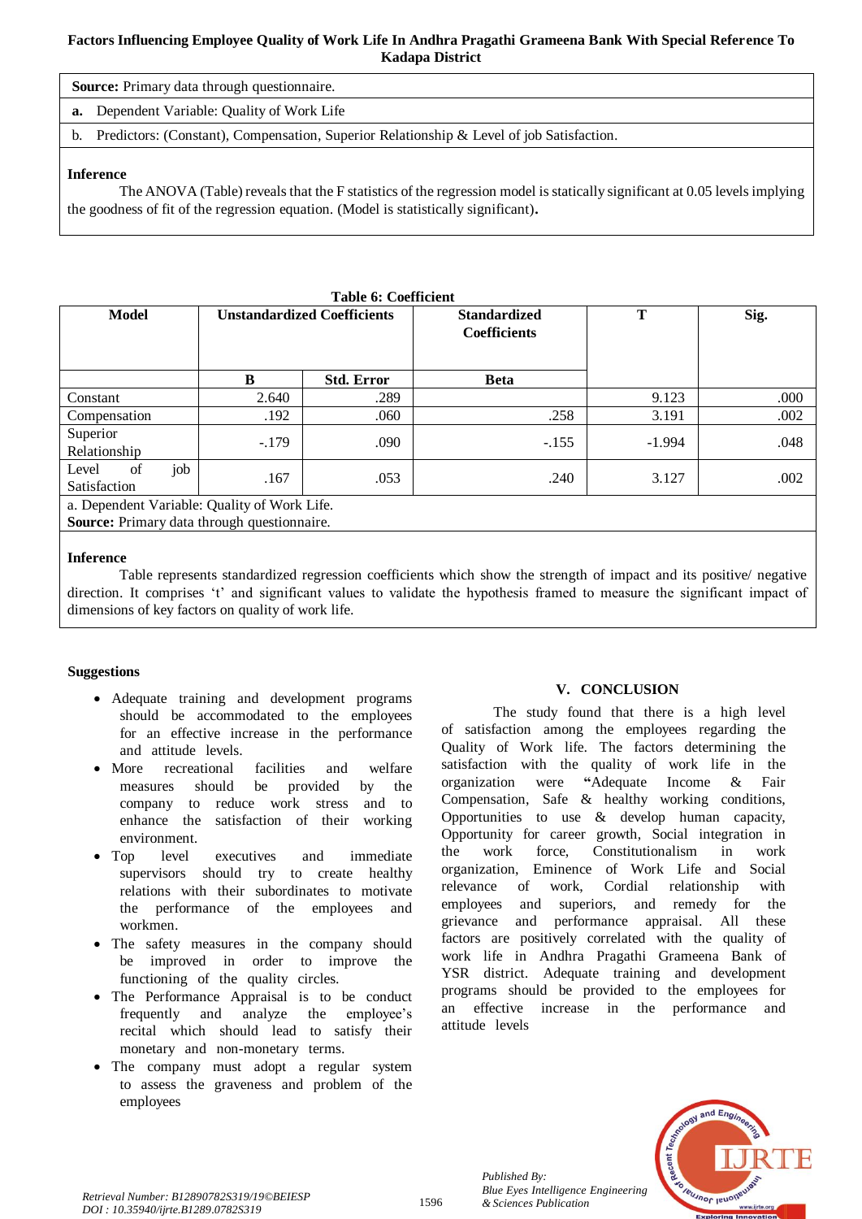**Source:** Primary data through questionnaire.

**a.** Dependent Variable: Quality of Work Life

b. Predictors: (Constant), Compensation, Superior Relationship & Level of job Satisfaction.

**Inference**

The ANOVA (Table) reveals that the F statistics of the regression model is statically significant at 0.05 levels implying the goodness of fit of the regression equation. (Model is statistically significant)**.**

**Table 6: Coefficient**

| Model | Unstandardized Coefficients | | Standardized Coefficients | T | Sig. |
|---|---|---|---|---|---|
| | B | Std. Error | Beta | | |
| Constant | 2.640 | .289 | | 9.123 | .000 |
| Compensation | .192 | .060 | .258 | 3.191 | .002 |
| Superior Relationship | -.179 | .090 | -.155 | -1.994 | .048 |
| Level of job Satisfaction | .167 | .053 | .240 | 3.127 | .002 |

a. Dependent Variable: Quality of Work Life.

**Source:** Primary data through questionnaire.

**Inference**

Table represents standardized regression coefficients which show the strength of impact and its positive/ negative direction. It comprises 't' and significant values to validate the hypothesis framed to measure the significant impact of dimensions of key factors on quality of work life.

**Suggestions**

- Adequate training and development programs should be accommodated to the employees for an effective increase in the performance and attitude levels.
- More recreational facilities and welfare measures should be provided by the company to reduce work stress and to enhance the satisfaction of their working environment.
- Top level executives and immediate supervisors should try to create healthy relations with their subordinates to motivate the performance of the employees and workmen.
- The safety measures in the company should be improved in order to improve the functioning of the quality circles.
- The Performance Appraisal is to be conduct frequently and analyze the employee's recital which should lead to satisfy their monetary and non-monetary terms.
- The company must adopt a regular system to assess the graveness and problem of the employees

## V. CONCLUSION

The study found that there is a high level of satisfaction among the employees regarding the Quality of Work life. The factors determining the satisfaction with the quality of work life in the organization were **"**Adequate Income & Fair Compensation, Safe & healthy working conditions, Opportunities to use & develop human capacity, Opportunity for career growth, Social integration in the work force, Constitutionalism in work organization, Eminence of Work Life and Social relevance of work, Cordial relationship with employees and superiors, and remedy for the grievance and performance appraisal. All these factors are positively correlated with the quality of work life in Andhra Pragathi Grameena Bank of YSR district. Adequate training and development programs should be provided to the employees for an effective increase in the performance and attitude levels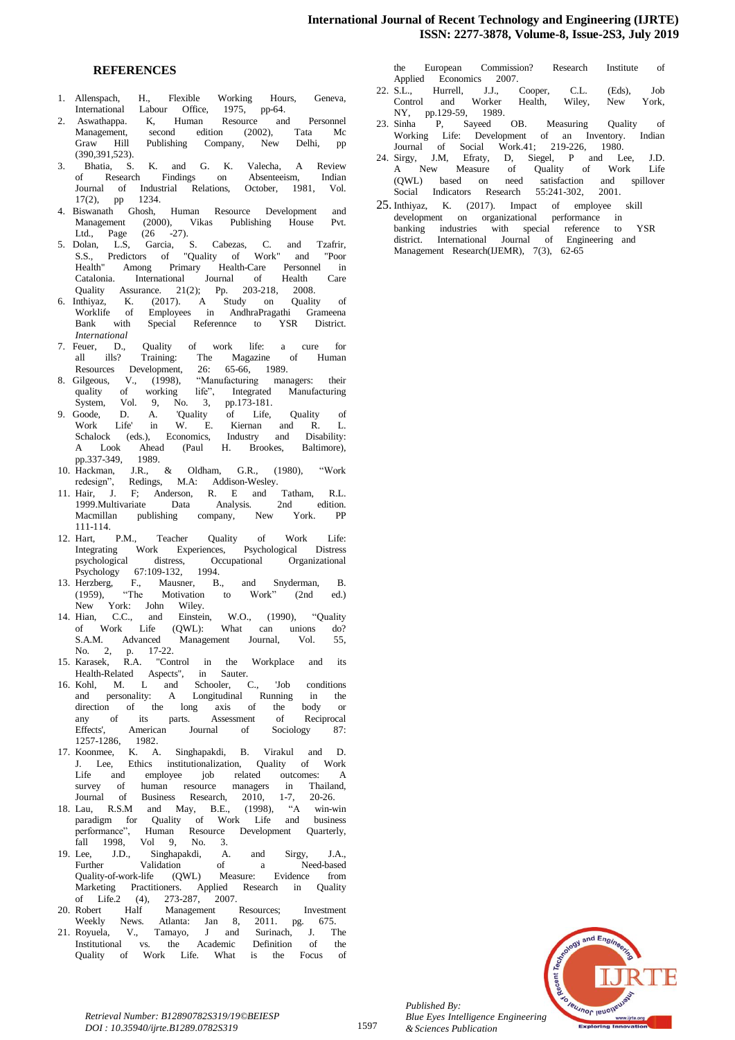## REFERENCES

1. Allenspach, H., Flexible Working Hours, Geneva, International Labour Office, 1975, pp-64.
2. Aswathappa. K, Human Resource and Personnel Management, second edition (2002), Tata Mc Graw Hill Publishing Company, New Delhi, pp (390,391,523).
3. Bhatia, S. K. and G. K. Valecha, A Review of Research Findings on Absenteeism, Indian Journal of Industrial Relations, October, 1981, Vol. 17(2), pp 1234.
4. Biswanath Ghosh, Human Resource Development and Management (2000), Vikas Publishing House Pvt. Ltd., Page (26 -27).
5. Dolan, L.S, Garcia, S. Cabezas, C. and Tzafrir, S.S., Predictors of "Quality of Work" and "Poor Health" Among Primary Health-Care Personnel in Catalonia. International Journal of Health Care Quality Assurance. 21(2); Pp. 203-218, 2008.
6. Inthiyaz, K. (2017). A Study on Quality of Worklife of Employees in AndhraPragathi Grameena Bank with Special Referennce to YSR District. *International*
7. Feuer, D., Quality of work life: a cure for all ills? Training: The Magazine of Human Resources Development, 26: 65-66, 1989.
8. Gilgeous, V., (1998), "Manufacturing managers: their quality of working life", Integrated Manufacturing System, Vol. 9, No. 3, pp.173-181.
9. Goode, D. A. 'Quality of Life, Quality of Work Life' in W. E. Kiernan and R. L. Schalock (eds.), Economics, Industry and Disability: A Look Ahead (Paul H. Brookes, Baltimore), pp.337-349, 1989.
10. Hackman, J.R., & Oldham, G.R., (1980), "Work redesign", Redings, M.A: Addison-Wesley.
11. Hair, J. F; Anderson, R. E and Tatham, R.L. 1999.Multivariate Data Analysis. 2nd edition. Macmillan publishing company, New York. PP 111-114.
12. Hart, P.M., Teacher Quality of Work Life: Integrating Work Experiences, Psychological Distress psychological distress, Occupational Organizational Psychology 67:109-132, 1994.
13. Herzberg, F., Mausner, B., and Snyderman, B. (1959), "The Motivation to Work" (2nd ed.) New York: John Wiley.
14. Hian, C.C., and Einstein, W.O., (1990), "Quality of Work Life (QWL): What can unions do? S.A.M. Advanced Management Journal, Vol. 55, No. 2, p. 17-22.
15. Karasek, R.A. "Control in the Workplace and its Health-Related Aspects", in Sauter.
16. Kohl, M. L and Schooler, C., 'Job conditions and personality: A Longitudinal Running in the direction of the long axis of the body or any of its parts. Assessment of Reciprocal Effects', American Journal of Sociology 87: 1257-1286, 1982.
17. Koonmee, K. A. Singhapakdi, B. Virakul and D. J. Lee, Ethics institutionalization, Quality of Work Life and employee job related outcomes: A survey of human resource managers in Thailand, Journal of Business Research, 2010, 1-7, 20-26.
18. Lau, R.S.M and May, B.E., (1998), "A win-win paradigm for Quality of Work Life and business performance", Human Resource Development Quarterly, fall 1998, Vol 9, No. 3.
19. Lee, J.D., Singhapakdi, A. and Sirgy, J.A., Further Validation of a Need-based Quality-of-work-life (QWL) Measure: Evidence from Marketing Practitioners. Applied Research in Quality of Life.2 (4), 273-287, 2007.
20. Robert Half Management Resources; Investment Weekly News. Atlanta: Jan 8, 2011. pg. 675.
21. Royuela, V., Tamayo, J and Surinach, J. The Institutional vs. the Academic Definition of the Quality of Work Life. What is the Focus of the European Commission? Research Institute of Applied Economics 2007.
22. S.L., Hurrell, J.J., Cooper, C.L. (Eds), Job Control and Worker Health, Wiley, New York, NY, pp.129-59, 1989.
23. Sinha P, Sayeed OB. Measuring Quality of Working Life: Development of an Inventory. Indian Journal of Social Work.41; 219-226, 1980.
24. Sirgy, J.M, Efraty, D, Siegel, P and Lee, J.D. A New Measure of Quality of Work Life (QWL) based on need satisfaction and spillover Social Indicators Research 55:241-302, 2001.
25. Inthiyaz, K. (2017). Impact of employee skill development on organizational performance in banking industries with special reference to YSR district. International Journal of Engineering and Management Research(IJEMR), 7(3), 62-65